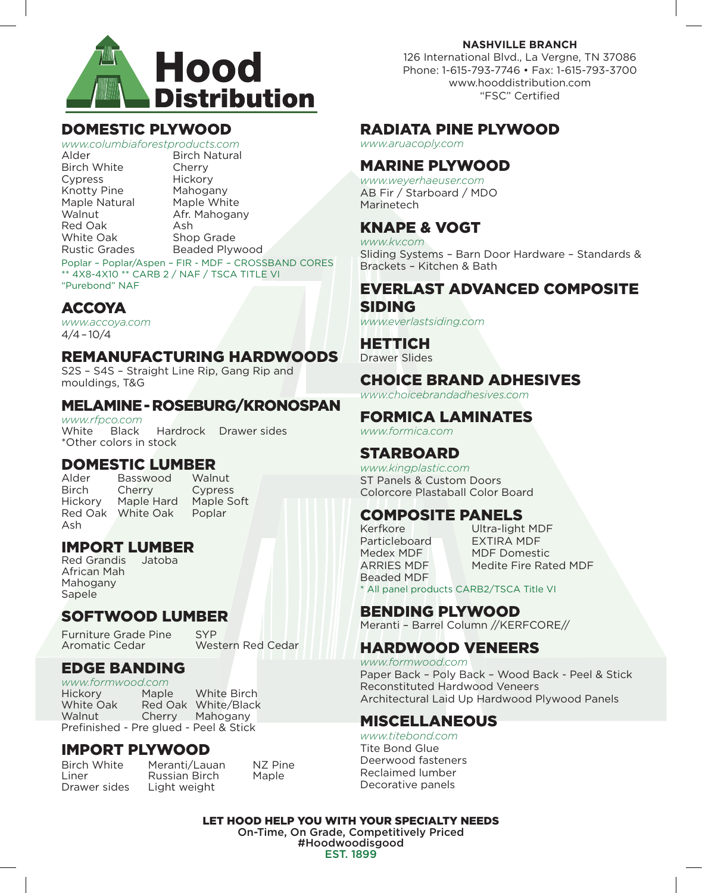# Hood Distribution

**NASHVILLE BRANCH**
126 International Blvd., La Vergne, TN 37086
Phone: 1-615-793-7746 • Fax: 1-615-793-3700
www.hooddistribution.com
"FSC" Certified

## DOMESTIC PLYWOOD

*www.columbiaforestproducts.com*

| | |
|---|---|
| Alder | Birch Natural |
| Birch White | Cherry |
| Cypress | Hickory |
| Knotty Pine | Mahogany |
| Maple Natural | Maple White |
| Walnut | Afr. Mahogany |
| Red Oak | Ash |
| White Oak | Shop Grade |
| Rustic Grades | Beaded Plywood |

Poplar – Poplar/Aspen – FIR - MDF – CROSSBAND CORES
** 4X8-4X10 ** CARB 2 / NAF / TSCA TITLE VI
"Purebond" NAF

## ACCOYA

*www.accoya.com*
4/4 – 10/4

## REMANUFACTURING HARDWOODS

S2S – S4S – Straight Line Rip, Gang Rip and mouldings, T&G

## MELAMINE - ROSEBURG/KRONOSPAN

*www.rfpco.com*
White  Black  Hardrock  Drawer sides
*Other colors in stock

## DOMESTIC LUMBER

| | | |
|---|---|---|
| Alder | Basswood | Walnut |
| Birch | Cherry | Cypress |
| Hickory | Maple Hard | Maple Soft |
| Red Oak | White Oak | Poplar |
| Ash | | |

## IMPORT LUMBER

| | |
|---|---|
| Red Grandis | Jatoba |
| African Mah | |
| Mahogany | |
| Sapele | |

## SOFTWOOD LUMBER

| | |
|---|---|
| Furniture Grade Pine | SYP |
| Aromatic Cedar | Western Red Cedar |

## EDGE BANDING

*www.formwood.com*

| | | |
|---|---|---|
| Hickory | Maple | White Birch |
| White Oak | Red Oak | White/Black |
| Walnut | Cherry | Mahogany |

Prefinished - Pre glued - Peel & Stick

## IMPORT PLYWOOD

| | | |
|---|---|---|
| Birch White | Meranti/Lauan | NZ Pine |
| Liner | Russian Birch | Maple |
| Drawer sides | Light weight | |

## RADIATA PINE PLYWOOD

*www.aruacoply.com*

## MARINE PLYWOOD

*www.weyerhaeuser.com*
AB Fir / Starboard / MDO
Marinetech

## KNAPE & VOGT

*www.kv.com*
Sliding Systems – Barn Door Hardware – Standards & Brackets – Kitchen & Bath

## EVERLAST ADVANCED COMPOSITE SIDING

*www.everlastsiding.com*

## HETTICH

Drawer Slides

## CHOICE BRAND ADHESIVES

*www.choicebrandadhesives.com*

## FORMICA LAMINATES

*www.formica.com*

## STARBOARD

*www.kingplastic.com*
ST Panels & Custom Doors
Colorcore Plastaball Color Board

## COMPOSITE PANELS

| | |
|---|---|
| Kerfkore | Ultra-light MDF |
| Particleboard | EXTIRA MDF |
| Medex MDF | MDF Domestic |
| ARRIES MDF | Medite Fire Rated MDF |
| Beaded MDF | |

* All panel products CARB2/TSCA Title VI

## BENDING PLYWOOD

Meranti – Barrel Column //KERFCORE//

## HARDWOOD VENEERS

*www.formwood.com*
Paper Back – Poly Back – Wood Back - Peel & Stick
Reconstituted Hardwood Veneers
Architectural Laid Up Hardwood Plywood Panels

## MISCELLANEOUS

*www.titebond.com*
Tite Bond Glue
Deerwood fasteners
Reclaimed lumber
Decorative panels

**LET HOOD HELP YOU WITH YOUR SPECIALTY NEEDS**
On-Time, On Grade, Competitively Priced
#Hoodwoodisgood
EST. 1899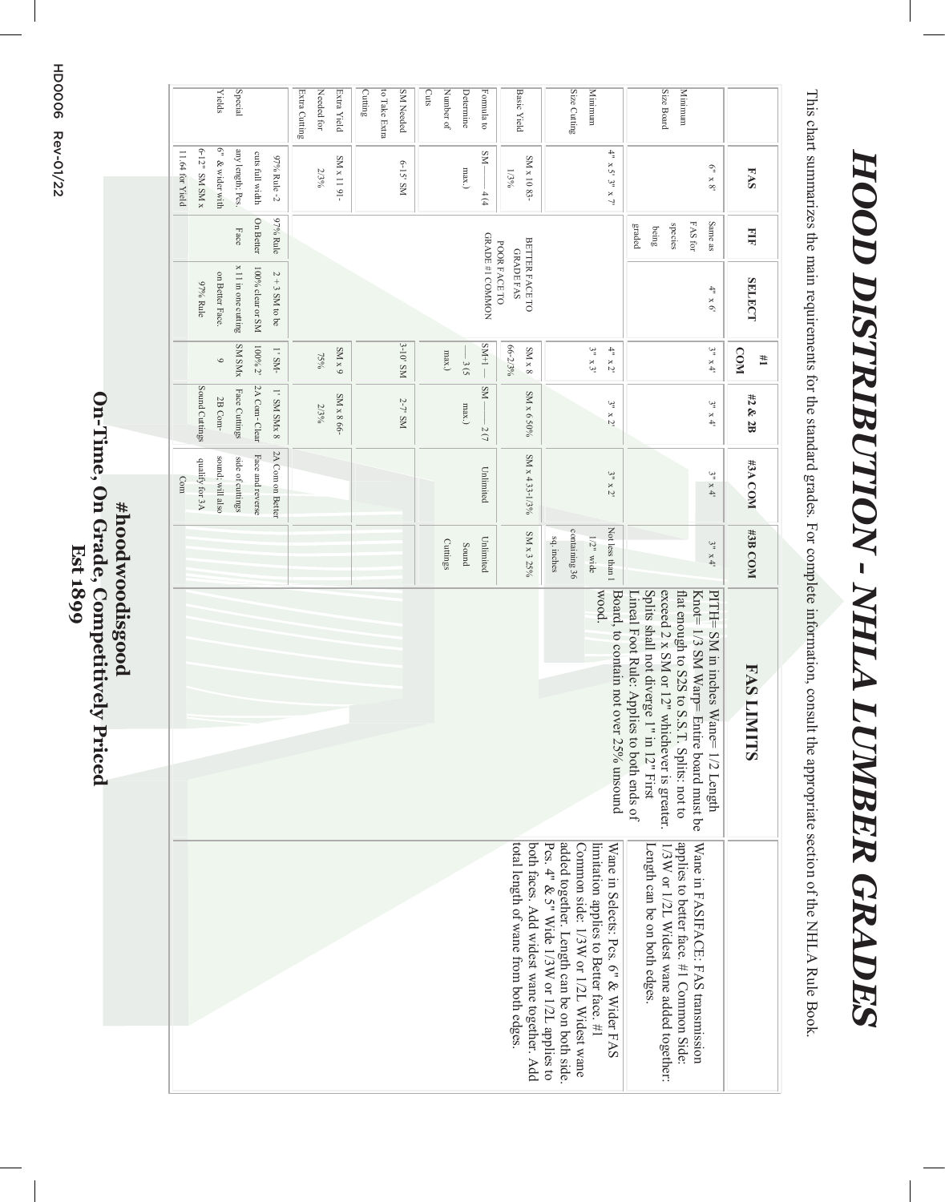# HOOD DISTRIBUTION - NHLA LUMBER GRADES

This chart summarizes the main requirements for the standard grades. For complete information, consult the appropriate section of the NHLA Rule Book.

| | FAS | FIF | SELECT | #1 COM | #2 & 2B | #3A COM | #3B COM | FAS LIMITS | |
|---|---|---|---|---|---|---|---|---|---|
| Minimum Size Board | 6" x 8' | Same as FAS for species being graded | 4" x 6' | 3" x 4' | 3" x 4' | 3" x 4' | 3" x 4' | PITH= SM in inches Wane= 1/2 Length Knot= 1/3 SM Warp= Entire board must be flat enough to S2S to S.S.T. Splits: not to exceed 2 x SM or 12" whichever is greater. Splits shall not diverge 1" in 12" First Lineal Foot Rule: Applies to both ends of Board, to contain not over 25% unsound wood. | Wane in FAS/FACE: FAS transmission applies to better face. #1 Common Side: 1/3W or 1/2L Widest wane added together. Length can be on both edges. |
| Minimum Size Cutting | 4" x 5' 3" x 7' | | | 4" x 2' 3" x 3' | 3" x 2' | 3" x 2' | Not less than 1 1/2" wide containing 36 sq. inches | | Wane in Selects: Pcs. 6" & Wider FAS limitation applies to Better face. #1 Common side: 1/3W or 1/2L Widest wane added together. Length can be on both side. Pcs. 4" & 5" Wide 1/3W or 1/2L applies to both faces. Add widest wane together. Add total length of wane from both edges. |
| Basic Yield | SM x 10 83-1/3% | BETTER FACE TO GRADE FAS POOR FACE TO GRADE #1 COMMON | | SM x 8 66-2/3% | SM x 6 50% | SM x 4 33-1/3% | SM x 3 25% | | |
| Formula to Determine Number of Cuts | SM —— 4 (4 max.) | | | SM+1 —— 3 (5 max.) | SM —— 2 (7 max.) | Unlimited | Unlimited Sound Cuttings | | |
| SM Needed to Take Extra Cutting | 6-15' SM | | | 3-10' SM | 2-7' SM | | | | |
| Extra Yield Needed for Extra Cutting | SM x 11 91-2/3% | | | SM x 9 75% | SM x 8 66-2/3% | | | | |
| Special Yields | 97% Rule -2 cuts full width any length; Pcs. 6" & wider with 6-12" SM SM x 11.64 for Yield | 97% Rule On Better Face | 2 + 3 SM to be 100% clear or SM x 11 in one cutting on Better Face. 97% Rule | 1' SM- 100% 2' SM SMx 9 | 1' SM SMx 8 2A Com - Clear Face Cuttings 2B Com- Sound Cuttings | 2A Com on Better Face and reverse side of cuttings sound; will also qualify for 3A Com | | | |

#hoodwoodisgood

**On-Time, On Grade, Competitively Priced**

**Est 1899**